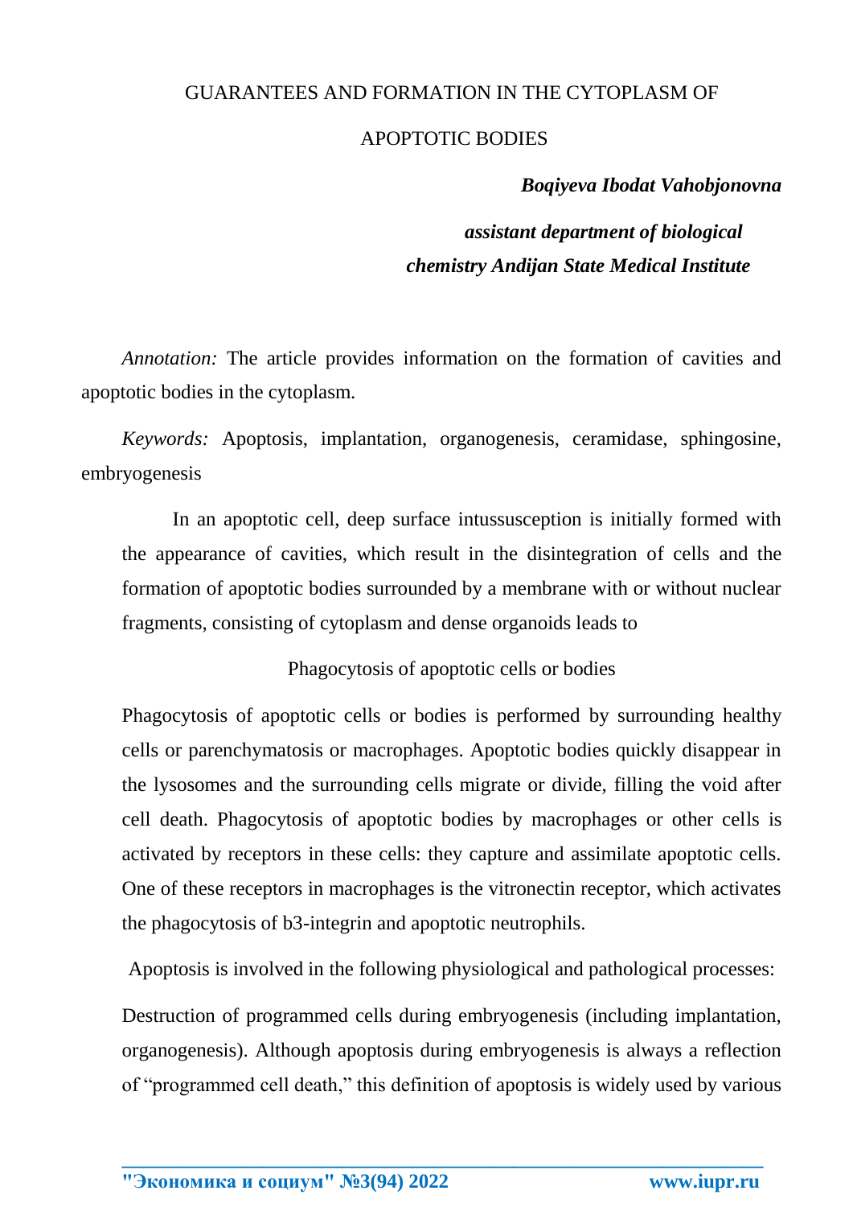# GUARANTEES AND FORMATION IN THE CYTOPLASM OF APOPTOTIC BODIES

***Boqiyeva Ibodat Vahobjonovna***

***assistant department of biological chemistry Andijan State Medical Institute***

*Annotation:* The article provides information on the formation of cavities and apoptotic bodies in the cytoplasm.

*Keywords:* Apoptosis, implantation, organogenesis, ceramidase, sphingosine, embryogenesis

In an apoptotic cell, deep surface intussusception is initially formed with the appearance of cavities, which result in the disintegration of cells and the formation of apoptotic bodies surrounded by a membrane with or without nuclear fragments, consisting of cytoplasm and dense organoids leads to

## Phagocytosis of apoptotic cells or bodies

Phagocytosis of apoptotic cells or bodies is performed by surrounding healthy cells or parenchymatosis or macrophages. Apoptotic bodies quickly disappear in the lysosomes and the surrounding cells migrate or divide, filling the void after cell death. Phagocytosis of apoptotic bodies by macrophages or other cells is activated by receptors in these cells: they capture and assimilate apoptotic cells. One of these receptors in macrophages is the vitronectin receptor, which activates the phagocytosis of b3-integrin and apoptotic neutrophils.

Apoptosis is involved in the following physiological and pathological processes:

Destruction of programmed cells during embryogenesis (including implantation, organogenesis). Although apoptosis during embryogenesis is always a reflection of "programmed cell death," this definition of apoptosis is widely used by various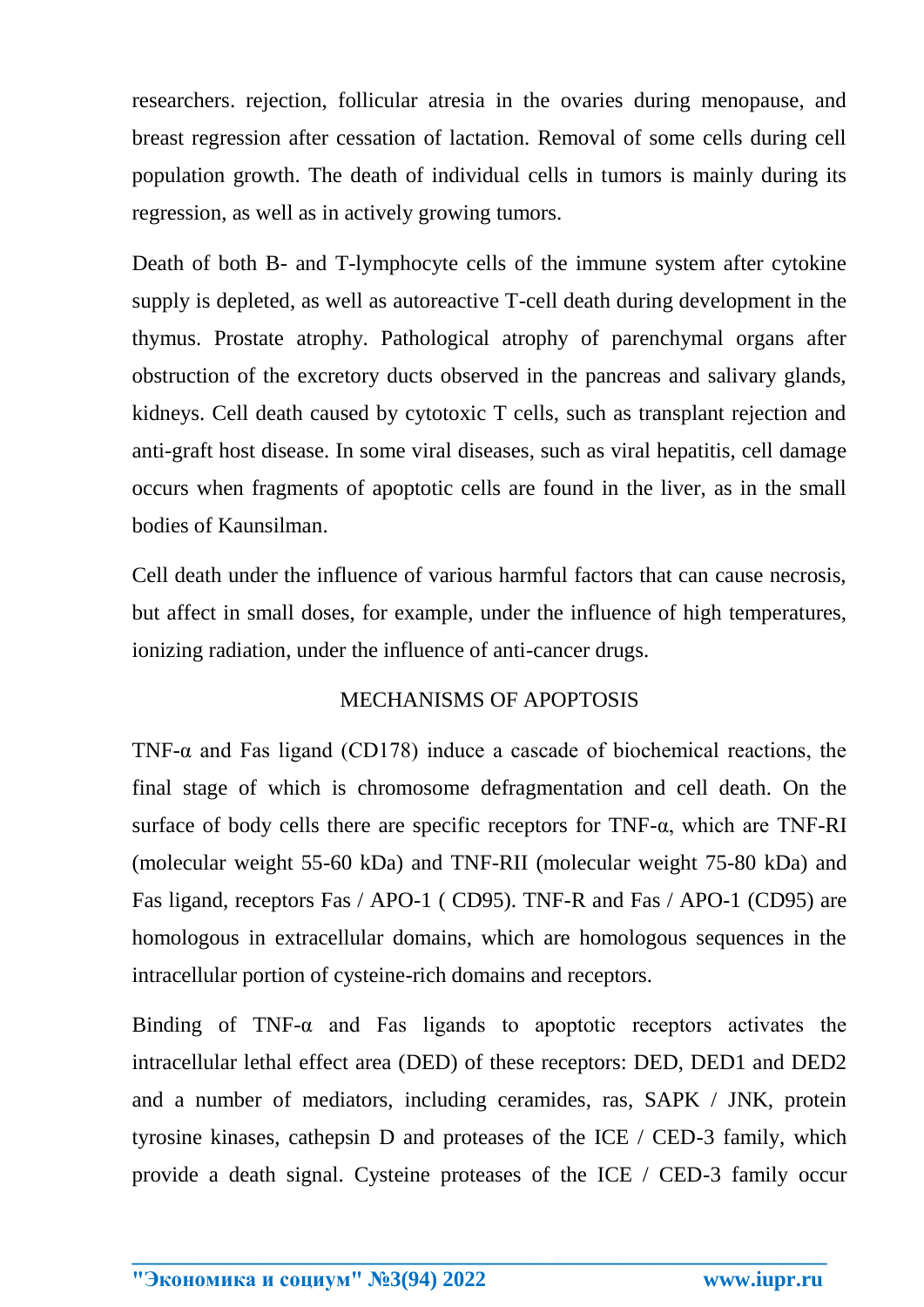researchers. rejection, follicular atresia in the ovaries during menopause, and breast regression after cessation of lactation. Removal of some cells during cell population growth. The death of individual cells in tumors is mainly during its regression, as well as in actively growing tumors.

Death of both B- and T-lymphocyte cells of the immune system after cytokine supply is depleted, as well as autoreactive T-cell death during development in the thymus. Prostate atrophy. Pathological atrophy of parenchymal organs after obstruction of the excretory ducts observed in the pancreas and salivary glands, kidneys. Cell death caused by cytotoxic T cells, such as transplant rejection and anti-graft host disease. In some viral diseases, such as viral hepatitis, cell damage occurs when fragments of apoptotic cells are found in the liver, as in the small bodies of Kaunsilman.

Cell death under the influence of various harmful factors that can cause necrosis, but affect in small doses, for example, under the influence of high temperatures, ionizing radiation, under the influence of anti-cancer drugs.

## MECHANISMS OF APOPTOSIS

TNF-α and Fas ligand (CD178) induce a cascade of biochemical reactions, the final stage of which is chromosome defragmentation and cell death. On the surface of body cells there are specific receptors for TNF-α, which are TNF-RI (molecular weight 55-60 kDa) and TNF-RII (molecular weight 75-80 kDa) and Fas ligand, receptors Fas / APO-1 ( CD95). TNF-R and Fas / APO-1 (CD95) are homologous in extracellular domains, which are homologous sequences in the intracellular portion of cysteine-rich domains and receptors.

Binding of TNF-α and Fas ligands to apoptotic receptors activates the intracellular lethal effect area (DED) of these receptors: DED, DED1 and DED2 and a number of mediators, including ceramides, ras, SAPK / JNK, protein tyrosine kinases, cathepsin D and proteases of the ICE / CED-3 family, which provide a death signal. Cysteine proteases of the ICE / CED-3 family occur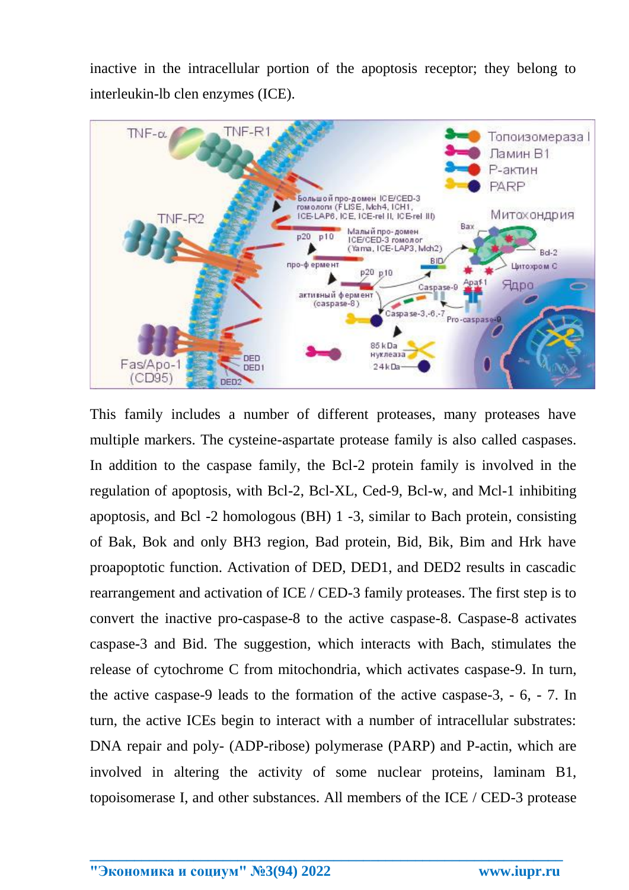inactive in the intracellular portion of the apoptosis receptor; they belong to interleukin-lb clen enzymes (ICE).

This family includes a number of different proteases, many proteases have multiple markers. The cysteine-aspartate protease family is also called caspases. In addition to the caspase family, the Bcl-2 protein family is involved in the regulation of apoptosis, with Bcl-2, Bcl-XL, Ced-9, Bcl-w, and Mcl-1 inhibiting apoptosis, and Bcl -2 homologous (BH) 1 -3, similar to Bach protein, consisting of Bak, Bok and only BH3 region, Bad protein, Bid, Bik, Bim and Hrk have proapoptotic function. Activation of DED, DED1, and DED2 results in cascadic rearrangement and activation of ICE / CED-3 family proteases. The first step is to convert the inactive pro-caspase-8 to the active caspase-8. Caspase-8 activates caspase-3 and Bid. The suggestion, which interacts with Bach, stimulates the release of cytochrome C from mitochondria, which activates caspase-9. In turn, the active caspase-9 leads to the formation of the active caspase-3, - 6, - 7. In turn, the active ICEs begin to interact with a number of intracellular substrates: DNA repair and poly- (ADP-ribose) polymerase (PARP) and P-actin, which are involved in altering the activity of some nuclear proteins, laminam B1, topoisomerase I, and other substances. All members of the ICE / CED-3 protease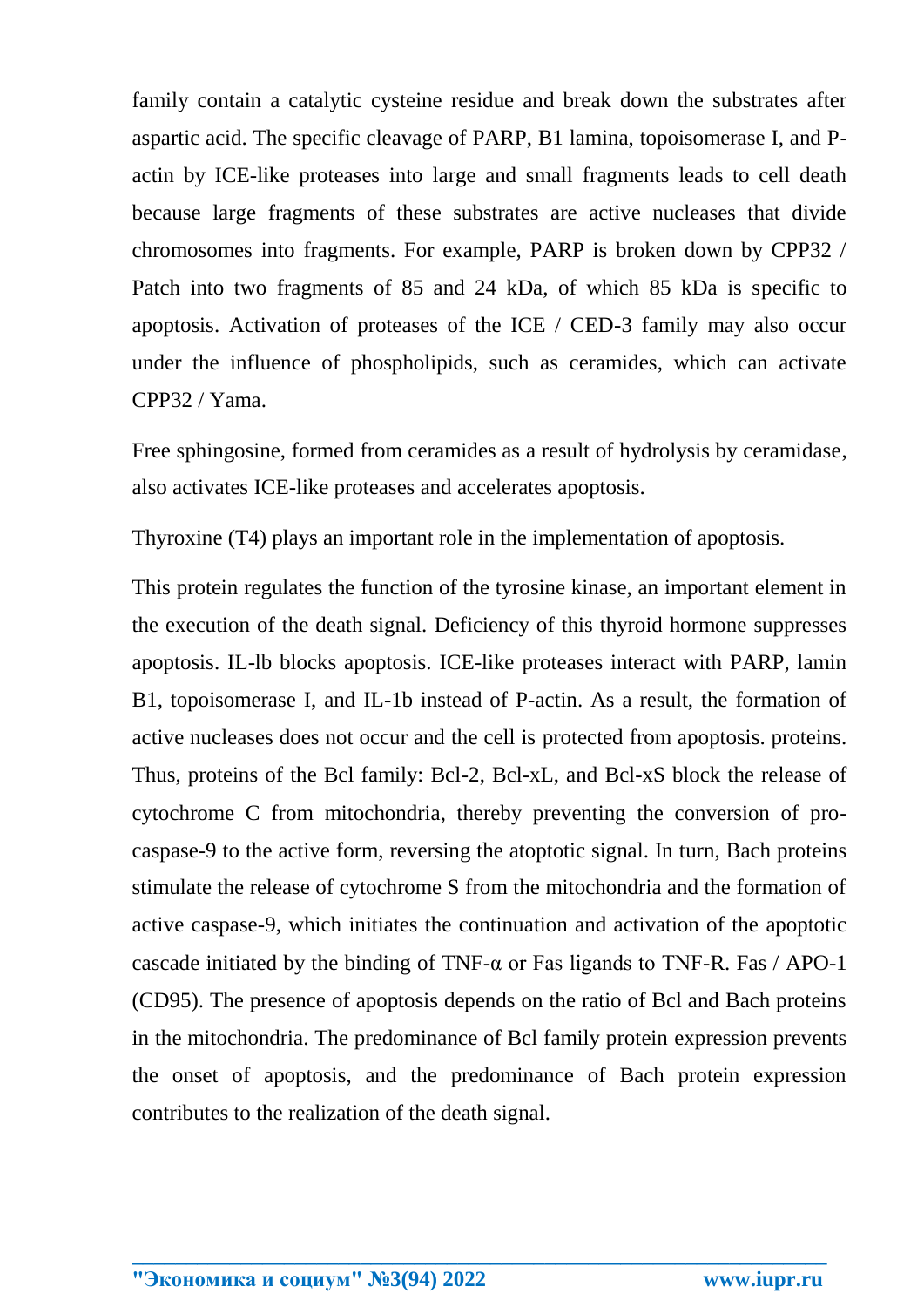family contain a catalytic cysteine residue and break down the substrates after aspartic acid. The specific cleavage of PARP, B1 lamina, topoisomerase I, and P-actin by ICE-like proteases into large and small fragments leads to cell death because large fragments of these substrates are active nucleases that divide chromosomes into fragments. For example, PARP is broken down by CPP32 / Patch into two fragments of 85 and 24 kDa, of which 85 kDa is specific to apoptosis. Activation of proteases of the ICE / CED-3 family may also occur under the influence of phospholipids, such as ceramides, which can activate CPP32 / Yama.

Free sphingosine, formed from ceramides as a result of hydrolysis by ceramidase, also activates ICE-like proteases and accelerates apoptosis.

Thyroxine (T4) plays an important role in the implementation of apoptosis.

This protein regulates the function of the tyrosine kinase, an important element in the execution of the death signal. Deficiency of this thyroid hormone suppresses apoptosis. IL-lb blocks apoptosis. ICE-like proteases interact with PARP, lamin B1, topoisomerase I, and IL-1b instead of P-actin. As a result, the formation of active nucleases does not occur and the cell is protected from apoptosis. proteins. Thus, proteins of the Bcl family: Bcl-2, Bcl-xL, and Bcl-xS block the release of cytochrome C from mitochondria, thereby preventing the conversion of pro-caspase-9 to the active form, reversing the atoptotic signal. In turn, Bach proteins stimulate the release of cytochrome S from the mitochondria and the formation of active caspase-9, which initiates the continuation and activation of the apoptotic cascade initiated by the binding of TNF-α or Fas ligands to TNF-R. Fas / APO-1 (CD95). The presence of apoptosis depends on the ratio of Bcl and Bach proteins in the mitochondria. The predominance of Bcl family protein expression prevents the onset of apoptosis, and the predominance of Bach protein expression contributes to the realization of the death signal.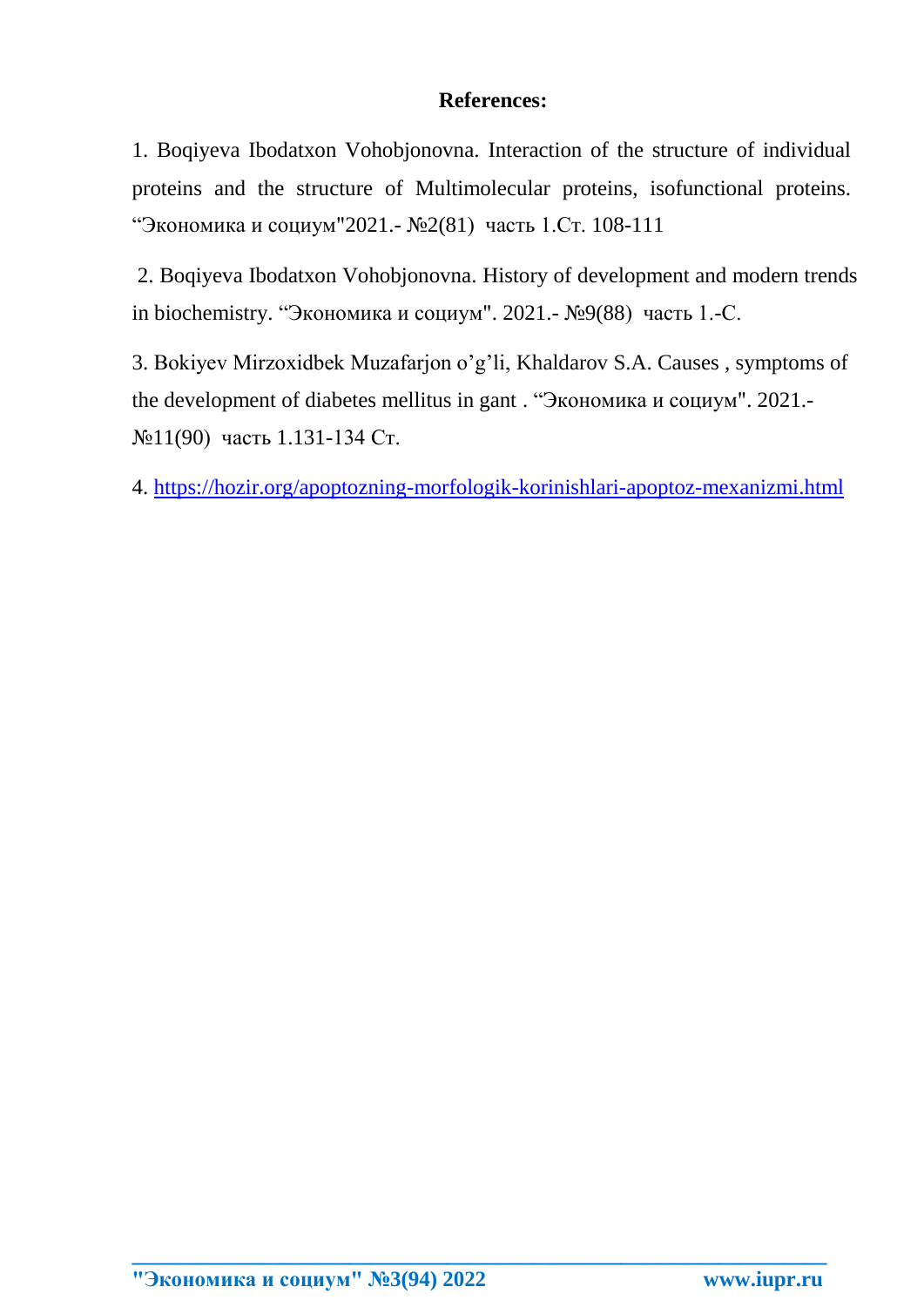**References:**

1. Boqiyeva Ibodatxon Vohobjonovna. Interaction of the structure of individual proteins and the structure of Multimolecular proteins, isofunctional proteins. “Экономика и социум"2021.- №2(81) часть 1.Ст. 108-111

2. Boqiyeva Ibodatxon Vohobjonovna. History of development and modern trends in biochemistry. “Экономика и социум". 2021.- №9(88) часть 1.-С.

3. Bokiyev Mirzoxidbek Muzafarjon o’g’li, Khaldarov S.A. Causes , symptoms of the development of diabetes mellitus in gant . “Экономика и социум". 2021.- №11(90) часть 1.131-134 Ст.

4. https://hozir.org/apoptozning-morfologik-korinishlari-apoptoz-mexanizmi.html